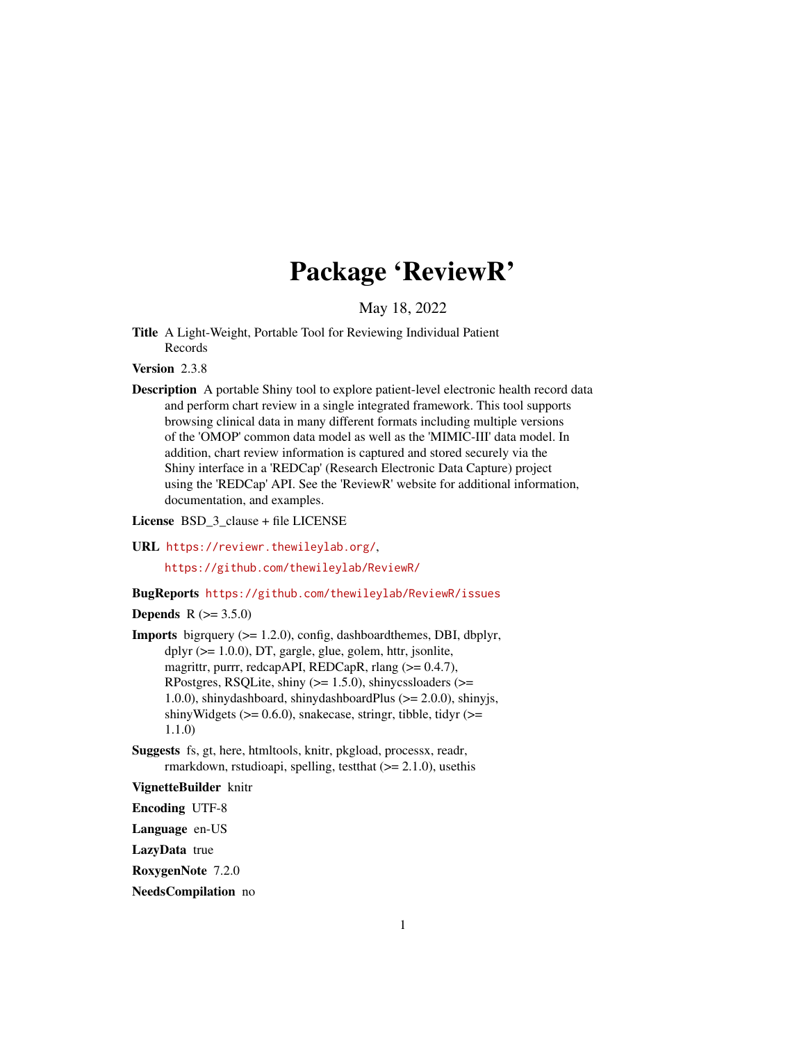# Package 'ReviewR'

May 18, 2022

**Title** A Light-Weight, Portable Tool for Reviewing Individual Patient Records

**Version** 2.3.8

**Description** A portable Shiny tool to explore patient-level electronic health record data and perform chart review in a single integrated framework. This tool supports browsing clinical data in many different formats including multiple versions of the 'OMOP' common data model as well as the 'MIMIC-III' data model. In addition, chart review information is captured and stored securely via the Shiny interface in a 'REDCap' (Research Electronic Data Capture) project using the 'REDCap' API. See the 'ReviewR' website for additional information, documentation, and examples.

**License** BSD_3_clause + file LICENSE

**URL** https://reviewr.thewileylab.org/,

https://github.com/thewileylab/ReviewR/

**BugReports** https://github.com/thewileylab/ReviewR/issues

**Depends** R (>= 3.5.0)

**Imports** bigrquery (>= 1.2.0), config, dashboardthemes, DBI, dbplyr, dplyr (>= 1.0.0), DT, gargle, glue, golem, httr, jsonlite, magrittr, purrr, redcapAPI, REDCapR, rlang (>= 0.4.7), RPostgres, RSQLite, shiny (>= 1.5.0), shinycssloaders (>= 1.0.0), shinydashboard, shinydashboardPlus (>= 2.0.0), shinyjs, shinyWidgets (>= 0.6.0), snakecase, stringr, tibble, tidyr (>= 1.1.0)

**Suggests** fs, gt, here, htmltools, knitr, pkgload, processx, readr, rmarkdown, rstudioapi, spelling, testthat (>= 2.1.0), usethis

**VignetteBuilder** knitr

**Encoding** UTF-8

**Language** en-US

**LazyData** true

**RoxygenNote** 7.2.0

**NeedsCompilation** no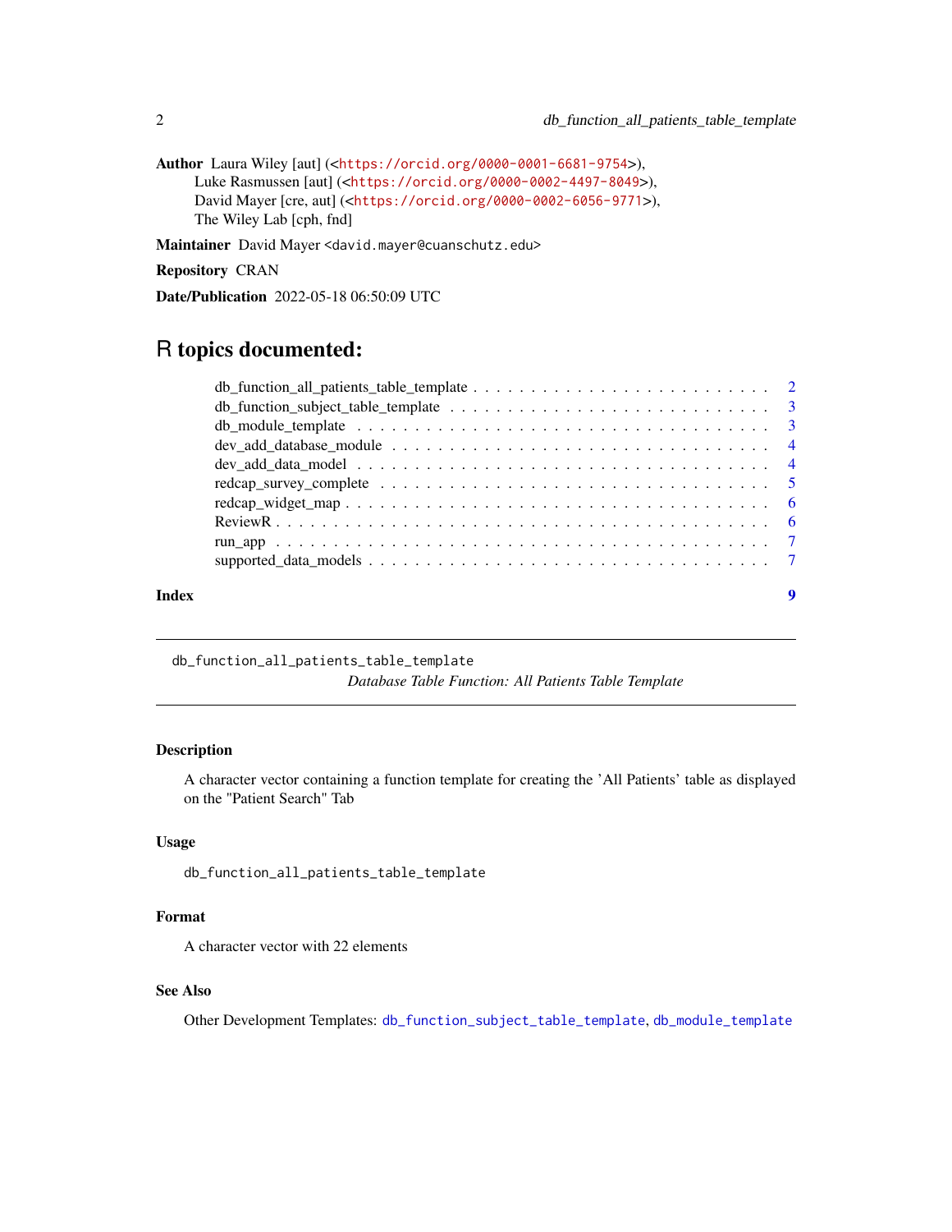**Author** Laura Wiley [aut] (<https://orcid.org/0000-0001-6681-9754>),
Luke Rasmussen [aut] (<https://orcid.org/0000-0002-4497-8049>),
David Mayer [cre, aut] (<https://orcid.org/0000-0002-6056-9771>),
The Wiley Lab [cph, fnd]

**Maintainer** David Mayer <david.mayer@cuanschutz.edu>

**Repository** CRAN

**Date/Publication** 2022-05-18 06:50:09 UTC

# R topics documented:

| | |
|---|---|
| db_function_all_patients_table_template | 2 |
| db_function_subject_table_template | 3 |
| db_module_template | 3 |
| dev_add_database_module | 4 |
| dev_add_data_model | 4 |
| redcap_survey_complete | 5 |
| redcap_widget_map | 6 |
| ReviewR | 6 |
| run_app | 7 |
| supported_data_models | 7 |

**Index** 9

---

`db_function_all_patients_table_template`
*Database Table Function: All Patients Table Template*

---

### Description

A character vector containing a function template for creating the 'All Patients' table as displayed on the "Patient Search" Tab

### Usage

```
db_function_all_patients_table_template
```

### Format

A character vector with 22 elements

### See Also

Other Development Templates: `db_function_subject_table_template`, `db_module_template`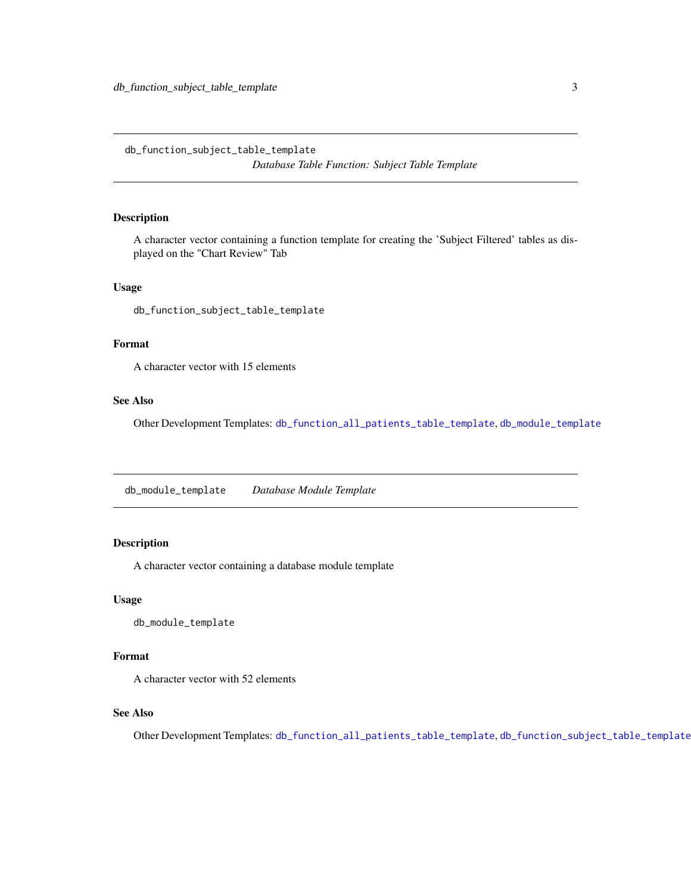## db_function_subject_table_template *Database Table Function: Subject Table Template*

### Description

A character vector containing a function template for creating the 'Subject Filtered' tables as displayed on the "Chart Review" Tab

### Usage

```
db_function_subject_table_template
```

### Format

A character vector with 15 elements

### See Also

Other Development Templates: `db_function_all_patients_table_template`, `db_module_template`

## db_module_template *Database Module Template*

### Description

A character vector containing a database module template

### Usage

```
db_module_template
```

### Format

A character vector with 52 elements

### See Also

Other Development Templates: `db_function_all_patients_table_template`, `db_function_subject_table_template`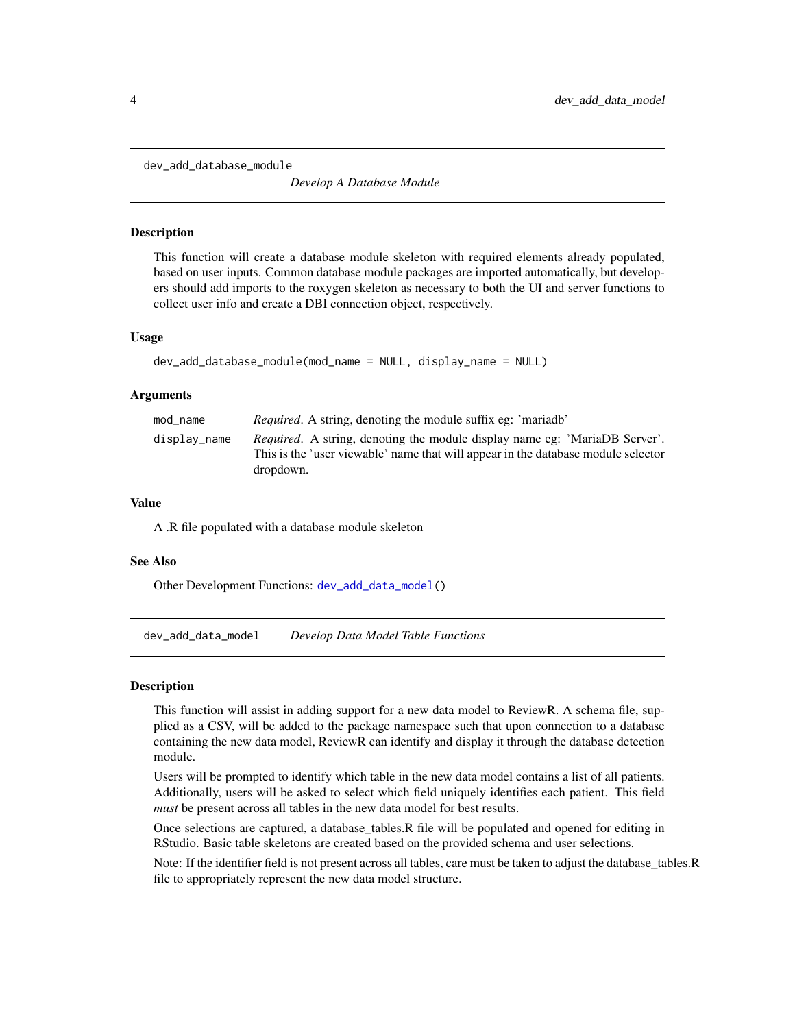## dev_add_database_module — *Develop A Database Module*

### Description

This function will create a database module skeleton with required elements already populated, based on user inputs. Common database module packages are imported automatically, but developers should add imports to the roxygen skeleton as necessary to both the UI and server functions to collect user info and create a DBI connection object, respectively.

### Usage

```
dev_add_database_module(mod_name = NULL, display_name = NULL)
```

### Arguments

| | |
|---|---|
| mod_name | *Required*. A string, denoting the module suffix eg: 'mariadb' |
| display_name | *Required*. A string, denoting the module display name eg: 'MariaDB Server'. This is the 'user viewable' name that will appear in the database module selector dropdown. |

### Value

A .R file populated with a database module skeleton

### See Also

Other Development Functions: `dev_add_data_model()`

## dev_add_data_model — *Develop Data Model Table Functions*

### Description

This function will assist in adding support for a new data model to ReviewR. A schema file, supplied as a CSV, will be added to the package namespace such that upon connection to a database containing the new data model, ReviewR can identify and display it through the database detection module.

Users will be prompted to identify which table in the new data model contains a list of all patients. Additionally, users will be asked to select which field uniquely identifies each patient. This field *must* be present across all tables in the new data model for best results.

Once selections are captured, a database_tables.R file will be populated and opened for editing in RStudio. Basic table skeletons are created based on the provided schema and user selections.

Note: If the identifier field is not present across all tables, care must be taken to adjust the database_tables.R file to appropriately represent the new data model structure.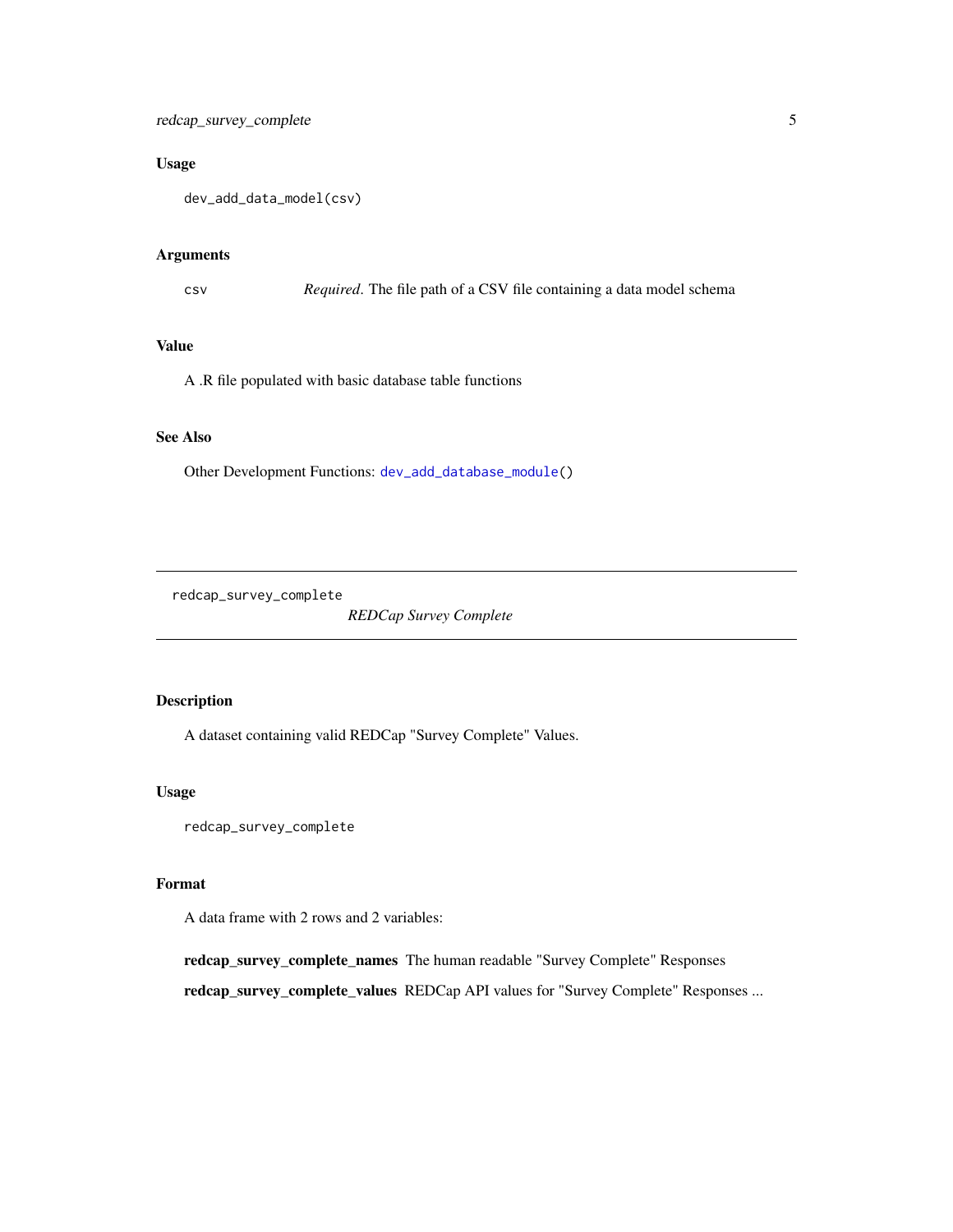### Usage

```
dev_add_data_model(csv)
```

### Arguments

csv *Required*. The file path of a CSV file containing a data model schema

### Value

A .R file populated with basic database table functions

### See Also

Other Development Functions: `dev_add_database_module()`

---

## redcap_survey_complete — *REDCap Survey Complete*

---

### Description

A dataset containing valid REDCap "Survey Complete" Values.

### Usage

```
redcap_survey_complete
```

### Format

A data frame with 2 rows and 2 variables:

**redcap_survey_complete_names** The human readable "Survey Complete" Responses

**redcap_survey_complete_values** REDCap API values for "Survey Complete" Responses ...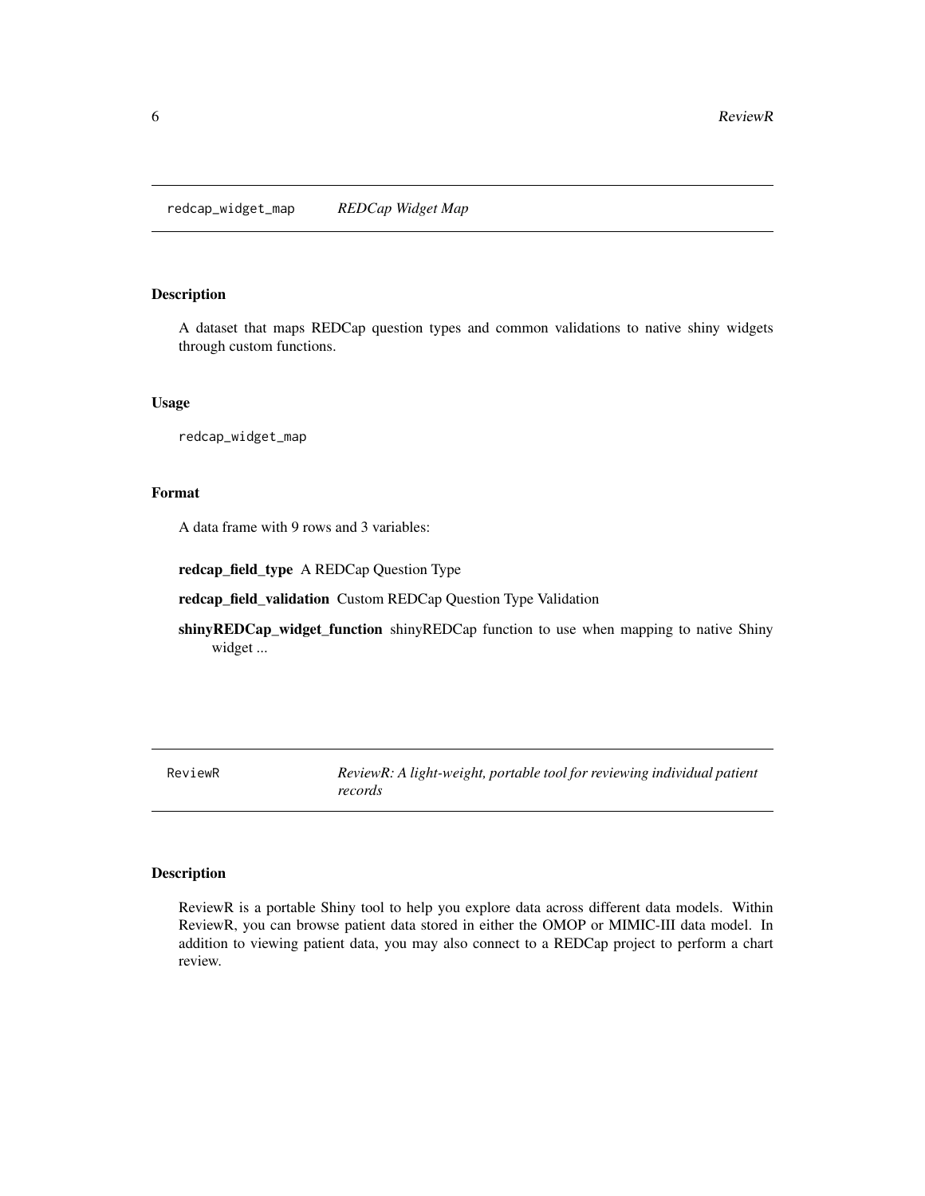## redcap_widget_map — *REDCap Widget Map*

### Description

A dataset that maps REDCap question types and common validations to native shiny widgets through custom functions.

### Usage

```
redcap_widget_map
```

### Format

A data frame with 9 rows and 3 variables:

**redcap_field_type** A REDCap Question Type

**redcap_field_validation** Custom REDCap Question Type Validation

**shinyREDCap_widget_function** shinyREDCap function to use when mapping to native Shiny widget ...

## ReviewR — *ReviewR: A light-weight, portable tool for reviewing individual patient records*

### Description

ReviewR is a portable Shiny tool to help you explore data across different data models. Within ReviewR, you can browse patient data stored in either the OMOP or MIMIC-III data model. In addition to viewing patient data, you may also connect to a REDCap project to perform a chart review.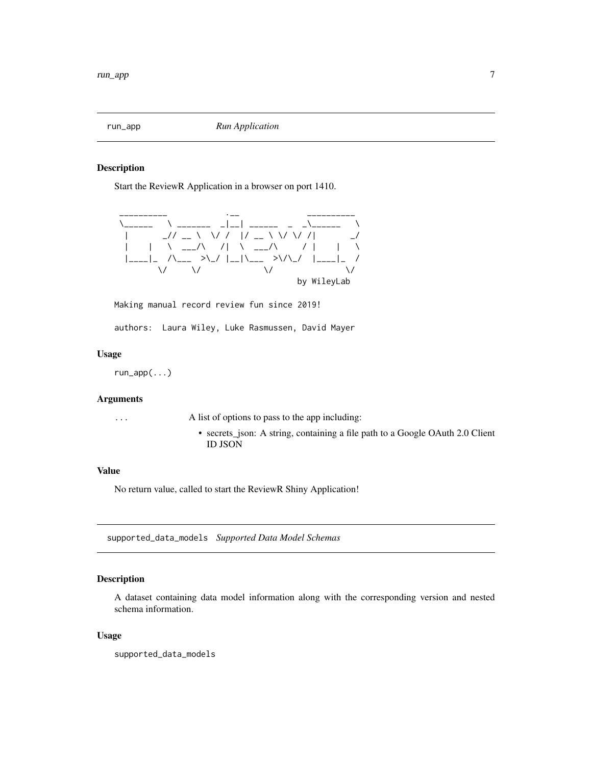## run_app *Run Application*

### Description

Start the ReviewR Application in a browser on port 1410.

```
 __________              .__                __________
 \______   \ _______  _|__| ______  _  _\______   \
  |       _// __ \  \/ /  |/ __ \ \/ \/ /|       _/
  |    |   \  ___/\   /|  \  ___/\     / |    |   \
  |____|_  /\___  >\_/ |__|\___  >\/\_/  |____|_  /
         \/     \/             \/               \/
                                          by WileyLab
```

```
Making manual record review fun since 2019!
```

```
authors:  Laura Wiley, Luke Rasmussen, David Mayer
```

### Usage

```
run_app(...)
```

### Arguments

`...` A list of options to pass to the app including:

- secrets_json: A string, containing a file path to a Google OAuth 2.0 Client ID JSON

### Value

No return value, called to start the ReviewR Shiny Application!

## supported_data_models *Supported Data Model Schemas*

### Description

A dataset containing data model information along with the corresponding version and nested schema information.

### Usage

```
supported_data_models
```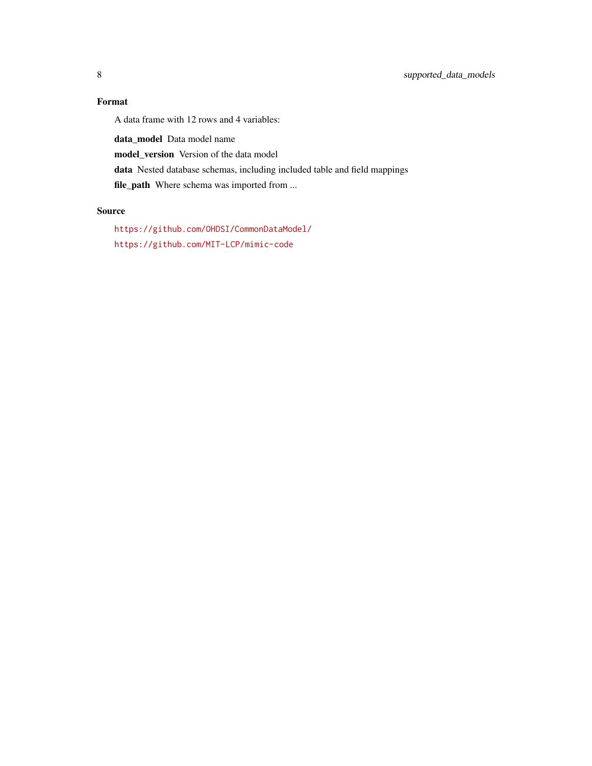### Format

A data frame with 12 rows and 4 variables:

**data_model** Data model name

**model_version** Version of the data model

**data** Nested database schemas, including included table and field mappings

**file_path** Where schema was imported from ...

### Source

https://github.com/OHDSI/CommonDataModel/

https://github.com/MIT-LCP/mimic-code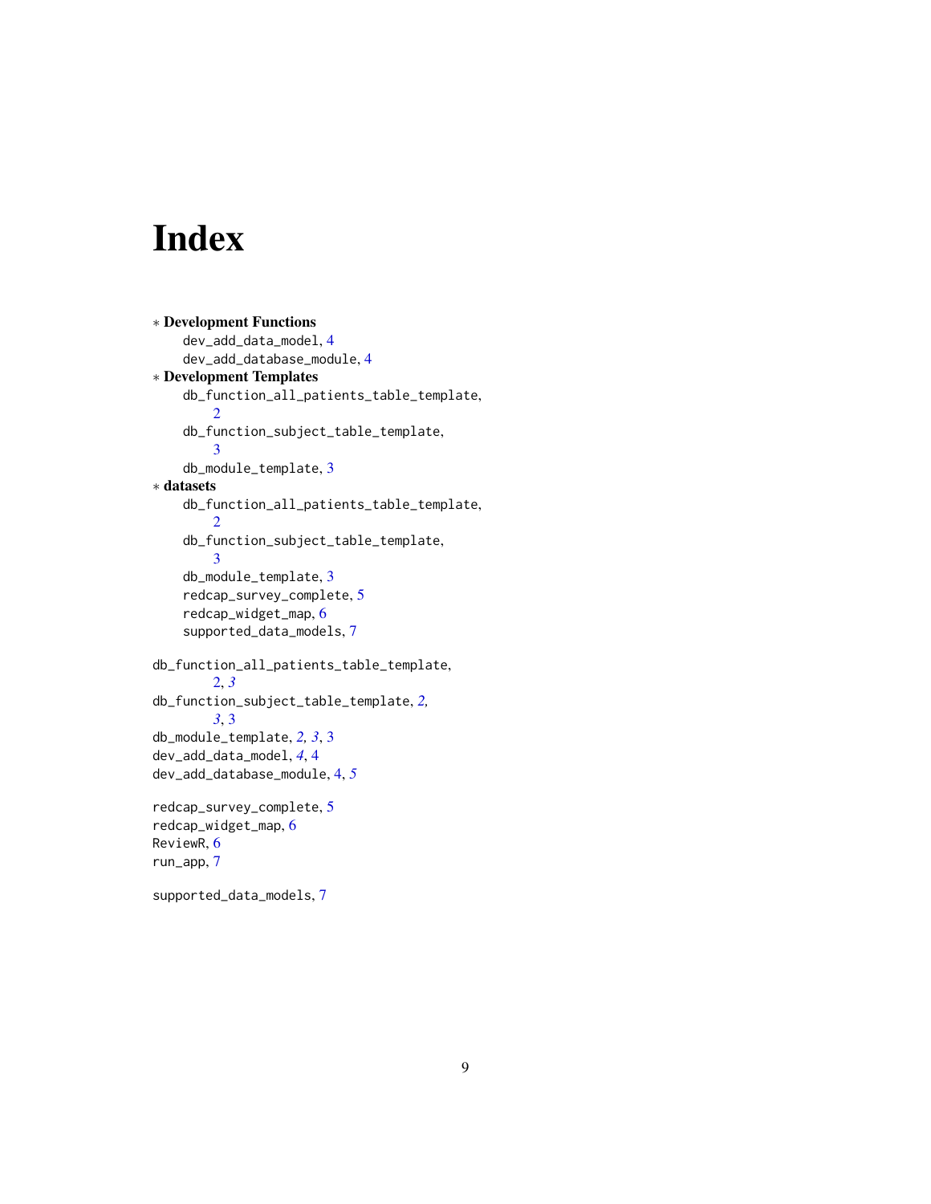# Index

∗ **Development Functions**
  dev_add_data_model, 4
  dev_add_database_module, 4
∗ **Development Templates**
  db_function_all_patients_table_template, 2
  db_function_subject_table_template, 3
  db_module_template, 3
∗ **datasets**
  db_function_all_patients_table_template, 2
  db_function_subject_table_template, 3
  db_module_template, 3
  redcap_survey_complete, 5
  redcap_widget_map, 6
  supported_data_models, 7

db_function_all_patients_table_template, 2, *3*
db_function_subject_table_template, *2*, *3*, 3
db_module_template, *2*, *3*, 3
dev_add_data_model, *4*, 4
dev_add_database_module, 4, *5*

redcap_survey_complete, 5
redcap_widget_map, 6
ReviewR, 6
run_app, 7

supported_data_models, 7